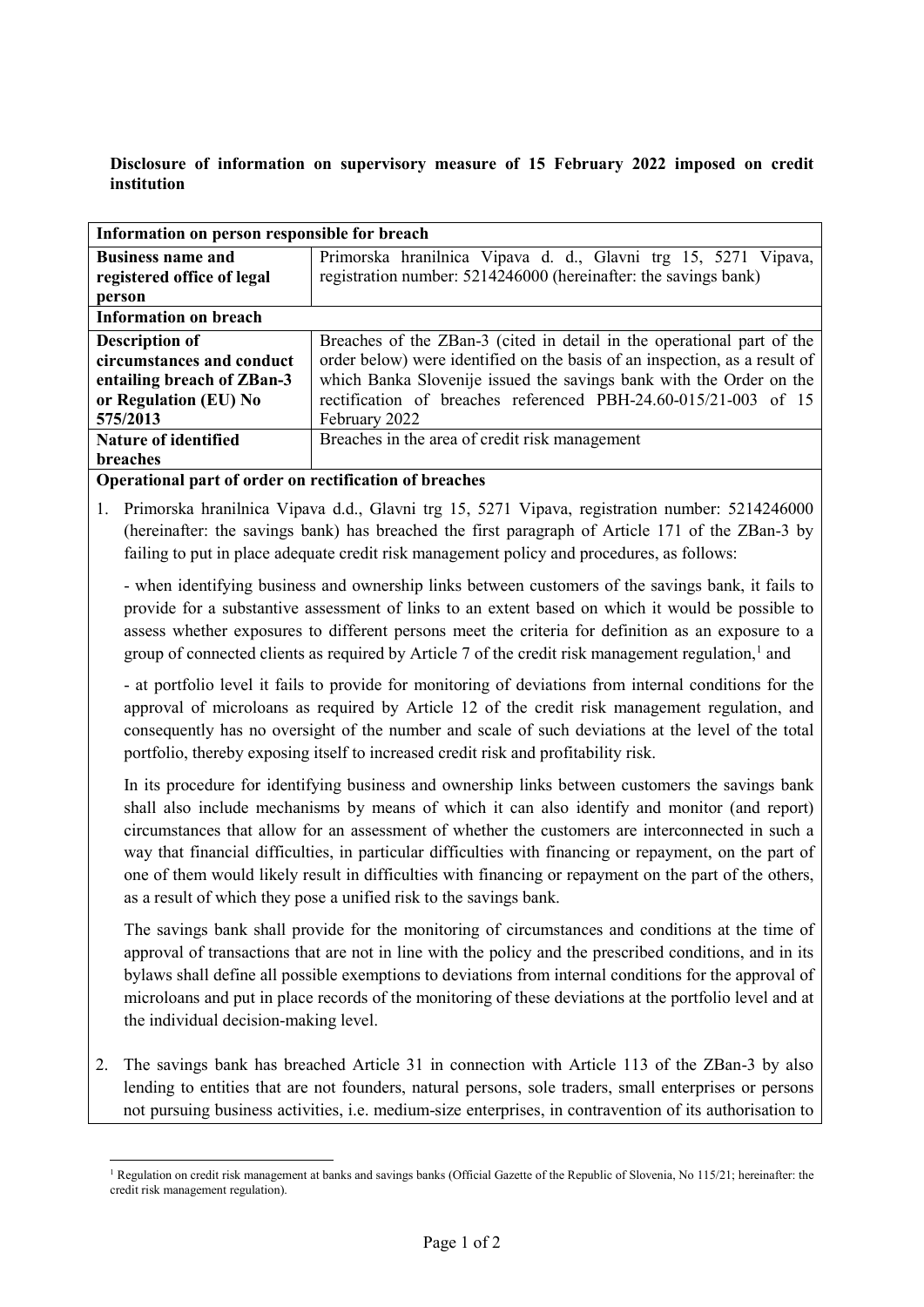**Disclosure of information on supervisory measure of 15 February 2022 imposed on credit institution**

| **Information on person responsible for breach** | |
|---|---|
| **Business name and registered office of legal person** | Primorska hranilnica Vipava d. d., Glavni trg 15, 5271 Vipava, registration number: 5214246000 (hereinafter: the savings bank) |
| **Information on breach** | |
| **Description of circumstances and conduct entailing breach of ZBan-3 or Regulation (EU) No 575/2013** | Breaches of the ZBan-3 (cited in detail in the operational part of the order below) were identified on the basis of an inspection, as a result of which Banka Slovenije issued the savings bank with the Order on the rectification of breaches referenced PBH-24.60-015/21-003 of 15 February 2022 |
| **Nature of identified breaches** | Breaches in the area of credit risk management |

**Operational part of order on rectification of breaches**

1. Primorska hranilnica Vipava d.d., Glavni trg 15, 5271 Vipava, registration number: 5214246000 (hereinafter: the savings bank) has breached the first paragraph of Article 171 of the ZBan-3 by failing to put in place adequate credit risk management policy and procedures, as follows:

   - when identifying business and ownership links between customers of the savings bank, it fails to provide for a substantive assessment of links to an extent based on which it would be possible to assess whether exposures to different persons meet the criteria for definition as an exposure to a group of connected clients as required by Article 7 of the credit risk management regulation,[1] and

   - at portfolio level it fails to provide for monitoring of deviations from internal conditions for the approval of microloans as required by Article 12 of the credit risk management regulation, and consequently has no oversight of the number and scale of such deviations at the level of the total portfolio, thereby exposing itself to increased credit risk and profitability risk.

   In its procedure for identifying business and ownership links between customers the savings bank shall also include mechanisms by means of which it can also identify and monitor (and report) circumstances that allow for an assessment of whether the customers are interconnected in such a way that financial difficulties, in particular difficulties with financing or repayment, on the part of one of them would likely result in difficulties with financing or repayment on the part of the others, as a result of which they pose a unified risk to the savings bank.

   The savings bank shall provide for the monitoring of circumstances and conditions at the time of approval of transactions that are not in line with the policy and the prescribed conditions, and in its bylaws shall define all possible exemptions to deviations from internal conditions for the approval of microloans and put in place records of the monitoring of these deviations at the portfolio level and at the individual decision-making level.

2. The savings bank has breached Article 31 in connection with Article 113 of the ZBan-3 by also lending to entities that are not founders, natural persons, sole traders, small enterprises or persons not pursuing business activities, i.e. medium-size enterprises, in contravention of its authorisation to

[1] Regulation on credit risk management at banks and savings banks (Official Gazette of the Republic of Slovenia, No 115/21; hereinafter: the credit risk management regulation).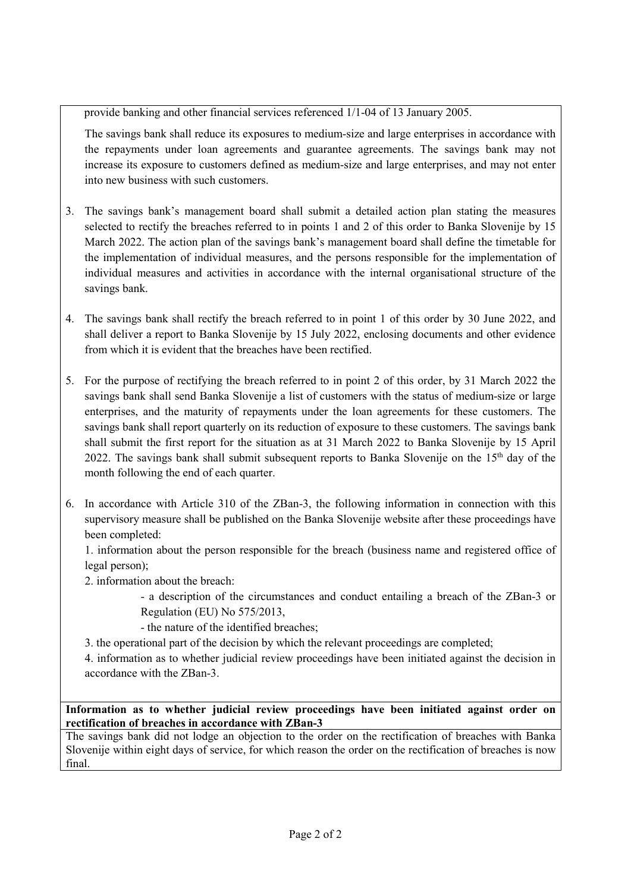provide banking and other financial services referenced 1/1-04 of 13 January 2005.

The savings bank shall reduce its exposures to medium-size and large enterprises in accordance with the repayments under loan agreements and guarantee agreements. The savings bank may not increase its exposure to customers defined as medium-size and large enterprises, and may not enter into new business with such customers.

3. The savings bank's management board shall submit a detailed action plan stating the measures selected to rectify the breaches referred to in points 1 and 2 of this order to Banka Slovenije by 15 March 2022. The action plan of the savings bank's management board shall define the timetable for the implementation of individual measures, and the persons responsible for the implementation of individual measures and activities in accordance with the internal organisational structure of the savings bank.

4. The savings bank shall rectify the breach referred to in point 1 of this order by 30 June 2022, and shall deliver a report to Banka Slovenije by 15 July 2022, enclosing documents and other evidence from which it is evident that the breaches have been rectified.

5. For the purpose of rectifying the breach referred to in point 2 of this order, by 31 March 2022 the savings bank shall send Banka Slovenije a list of customers with the status of medium-size or large enterprises, and the maturity of repayments under the loan agreements for these customers. The savings bank shall report quarterly on its reduction of exposure to these customers. The savings bank shall submit the first report for the situation as at 31 March 2022 to Banka Slovenije by 15 April 2022. The savings bank shall submit subsequent reports to Banka Slovenije on the 15th day of the month following the end of each quarter.

6. In accordance with Article 310 of the ZBan-3, the following information in connection with this supervisory measure shall be published on the Banka Slovenije website after these proceedings have been completed:

   1. information about the person responsible for the breach (business name and registered office of legal person);
   2. information about the breach:
      - a description of the circumstances and conduct entailing a breach of the ZBan-3 or Regulation (EU) No 575/2013,
      - the nature of the identified breaches;
   3. the operational part of the decision by which the relevant proceedings are completed;
   4. information as to whether judicial review proceedings have been initiated against the decision in accordance with the ZBan-3.

**Information as to whether judicial review proceedings have been initiated against order on rectification of breaches in accordance with ZBan-3**

The savings bank did not lodge an objection to the order on the rectification of breaches with Banka Slovenije within eight days of service, for which reason the order on the rectification of breaches is now final.